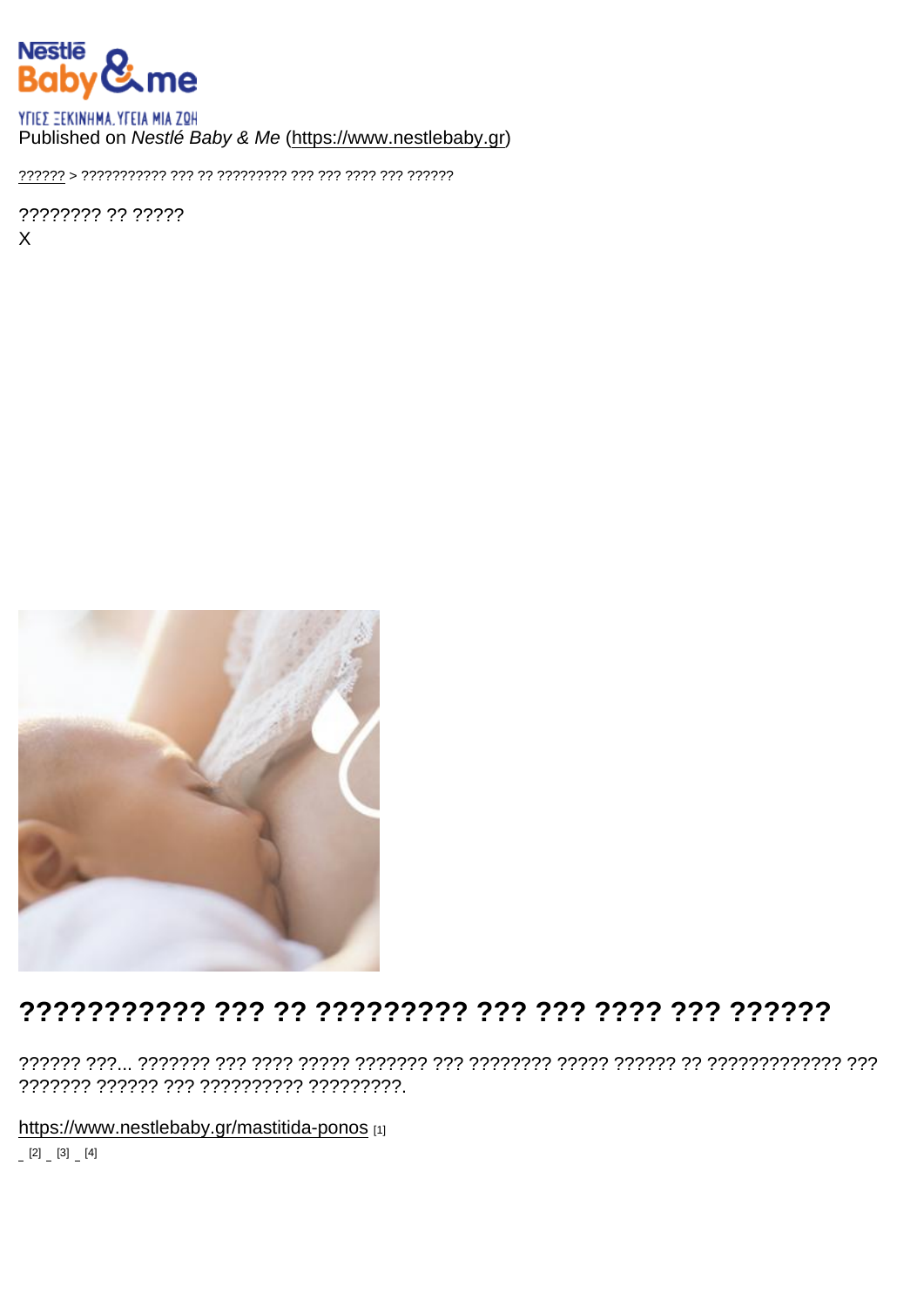ΥΓΙΕΣ ΞΕΚΙΝΗΜΑ. ΥΓΕΙΑ ΜΙΑ ΖΩΗ

Published on *Nestlé Baby & Me* (https://www.nestlebaby.gr)

?????? > ??????????? ??? ?? ????????? ??? ??? ???? ??? ??????

???????? ?? ?????

X

# ??????????? ??? ?? ????????? ??? ??? ???? ??? ??????

?????? ???... ??????? ??? ???? ????? ??????? ??? ???????? ????? ?????? ?? ????????????? ??? ??????? ?????? ??? ?????????? ?????????.

https://www.nestlebaby.gr/mastitida-ponos [1]

[2] [3] [4]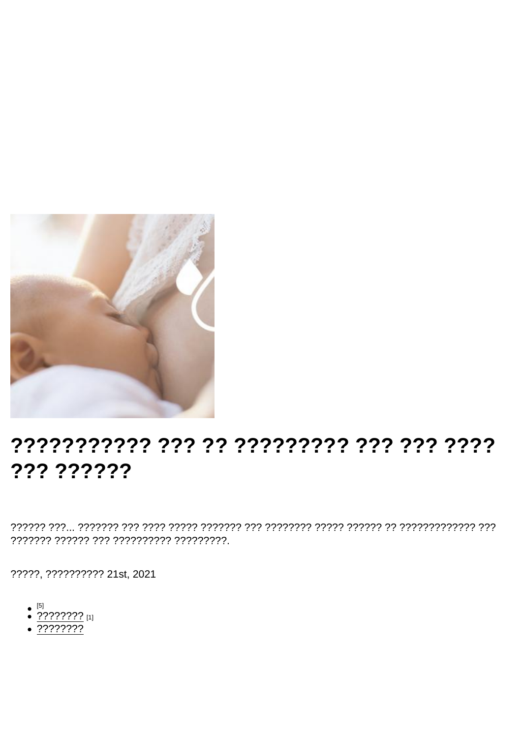# ??????????? ??? ?? ????????? ??? ??? ???? ??? ??????

?????? ???... ??????? ??? ???? ????? ??????? ??? ???????? ????? ?????? ?? ????????????? ??? ??????? ?????? ??? ?????????? ?????????.

?????, ?????????? 21st, 2021

- [5]
- ???????? [1]
- ????????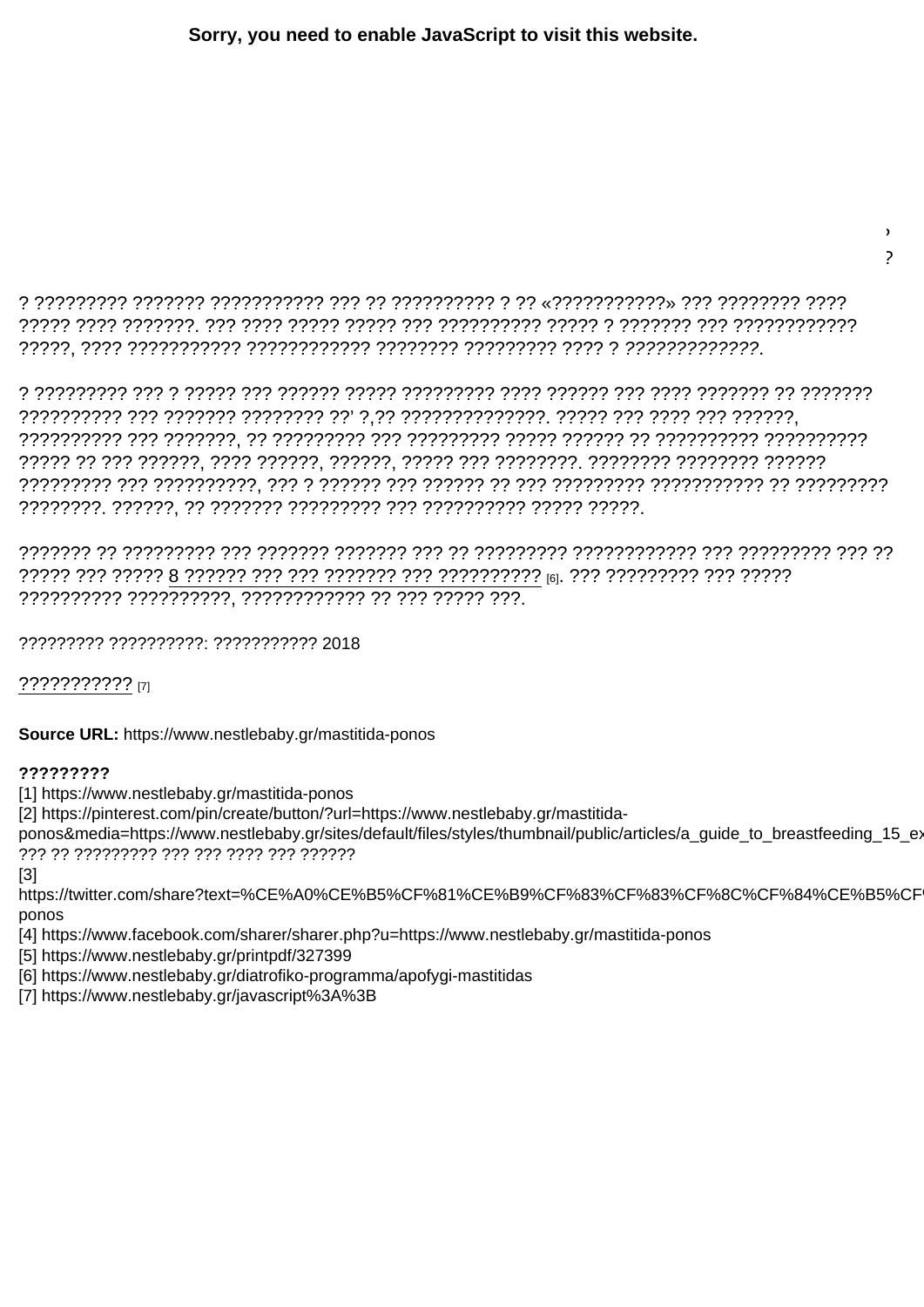**Sorry, you need to enable JavaScript to visit this website.**

› ?

? ????????? ??????? ??????????? ??? ?? ?????????? ? ?? «???????????» ??? ???????? ???? ????? ???? ???????. ??? ???? ????? ????? ??? ?????????? ????? ? ??????? ??? ???????????? ?????, ???? ??????????? ???????????? ???????? ????????? ???? ? ?????????????.

? ????????? ??? ? ????? ??? ?????? ????? ????????? ???? ?????? ??? ???? ??????? ?? ??????? ?????????? ??? ??????? ???????? ??' ?,?? ??????????????. ????? ??? ???? ??? ??????, ?????????? ??? ???????, ?? ????????? ??? ????????? ????? ?????? ?? ?????????? ?????????? ????? ?? ??? ??????, ???? ??????, ??????, ????? ??? ????????. ???????? ???????? ?????? ????????? ??? ??????????, ??? ? ?????? ??? ?????? ?? ??? ????????? ??????????? ?? ????????? ????????. ??????, ?? ??????? ????????? ??? ?????????? ????? ?????.

??????? ?? ????????? ??? ??????? ??????? ??? ?? ????????? ???????????? ??? ????????? ??? ?? ????? ??? ????? 8 ?????? ??? ??? ??????? ??? ?????????? [6]. ??? ????????? ??? ????? ?????????? ??????????, ???????????? ?? ??? ????? ???.

????????? ??????????: ??????????? 2018

??????????? [7]

**Source URL:** https://www.nestlebaby.gr/mastitida-ponos

**?????????**

[1] https://www.nestlebaby.gr/mastitida-ponos
[2] https://pinterest.com/pin/create/button/?url=https://www.nestlebaby.gr/mastitida-ponos&media=https://www.nestlebaby.gr/sites/default/files/styles/thumbnail/public/articles/a_guide_to_breastfeeding_15_ex
??? ?? ????????? ??? ??? ???? ??? ??????
[3] https://twitter.com/share?text=%CE%A0%CE%B5%CF%81%CE%B9%CF%83%CF%83%CF%8C%CF%84%CE%B5%CF
ponos
[4] https://www.facebook.com/sharer/sharer.php?u=https://www.nestlebaby.gr/mastitida-ponos
[5] https://www.nestlebaby.gr/printpdf/327399
[6] https://www.nestlebaby.gr/diatrofiko-programma/apofygi-mastitidas
[7] https://www.nestlebaby.gr/javascript%3A%3B